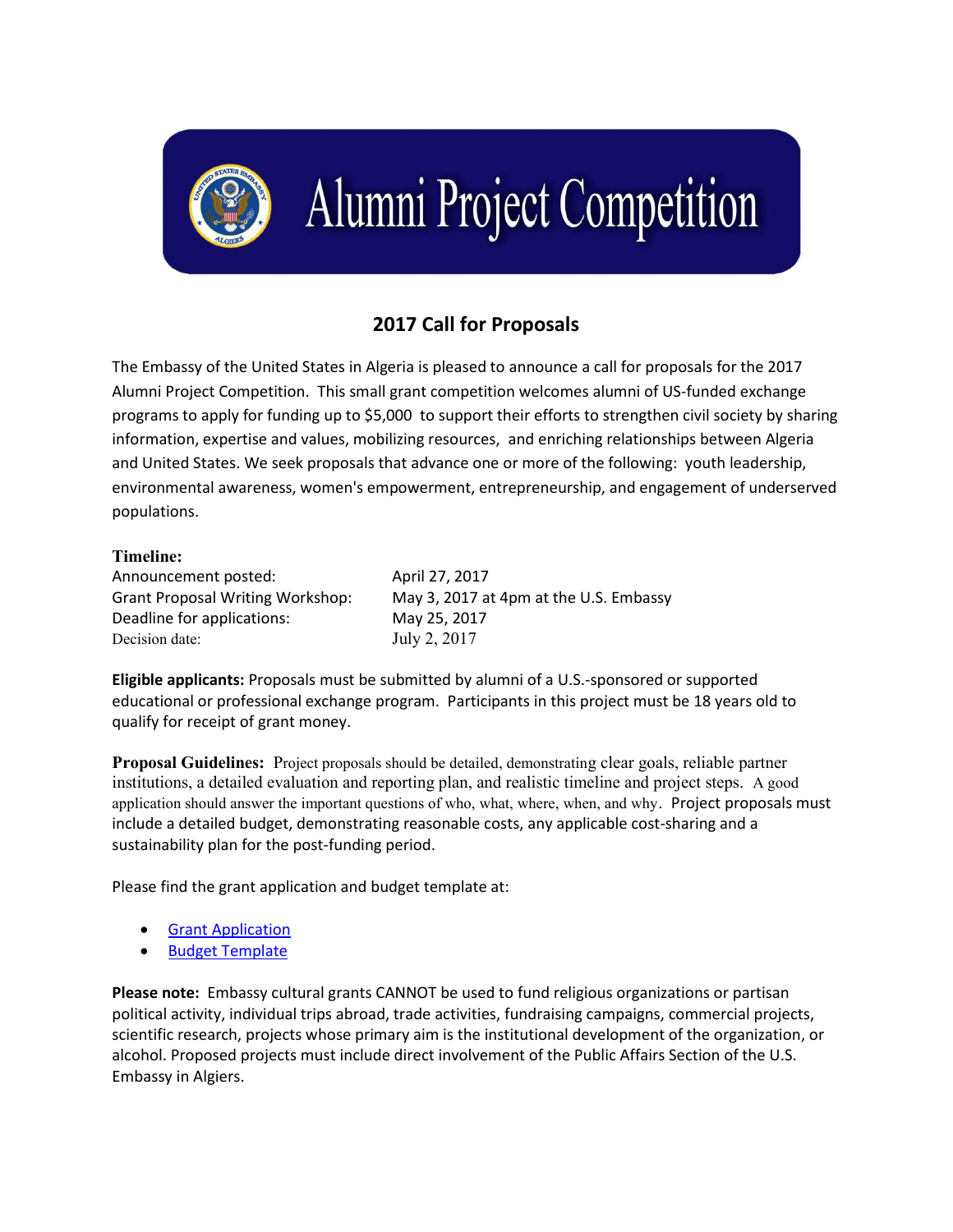# Alumni Project Competition

## 2017 Call for Proposals

The Embassy of the United States in Algeria is pleased to announce a call for proposals for the 2017 Alumni Project Competition. This small grant competition welcomes alumni of US-funded exchange programs to apply for funding up to $5,000 to support their efforts to strengthen civil society by sharing information, expertise and values, mobilizing resources, and enriching relationships between Algeria and United States. We seek proposals that advance one or more of the following: youth leadership, environmental awareness, women's empowerment, entrepreneurship, and engagement of underserved populations.

**Timeline:**

| | |
|---|---|
| Announcement posted: | April 27, 2017 |
| Grant Proposal Writing Workshop: | May 3, 2017 at 4pm at the U.S. Embassy |
| Deadline for applications: | May 25, 2017 |
| Decision date: | July 2, 2017 |

**Eligible applicants:** Proposals must be submitted by alumni of a U.S.-sponsored or supported educational or professional exchange program. Participants in this project must be 18 years old to qualify for receipt of grant money.

**Proposal Guidelines:** Project proposals should be detailed, demonstrating clear goals, reliable partner institutions, a detailed evaluation and reporting plan, and realistic timeline and project steps. A good application should answer the important questions of who, what, where, when, and why. Project proposals must include a detailed budget, demonstrating reasonable costs, any applicable cost-sharing and a sustainability plan for the post-funding period.

Please find the grant application and budget template at:

- Grant Application
- Budget Template

**Please note:** Embassy cultural grants CANNOT be used to fund religious organizations or partisan political activity, individual trips abroad, trade activities, fundraising campaigns, commercial projects, scientific research, projects whose primary aim is the institutional development of the organization, or alcohol. Proposed projects must include direct involvement of the Public Affairs Section of the U.S. Embassy in Algiers.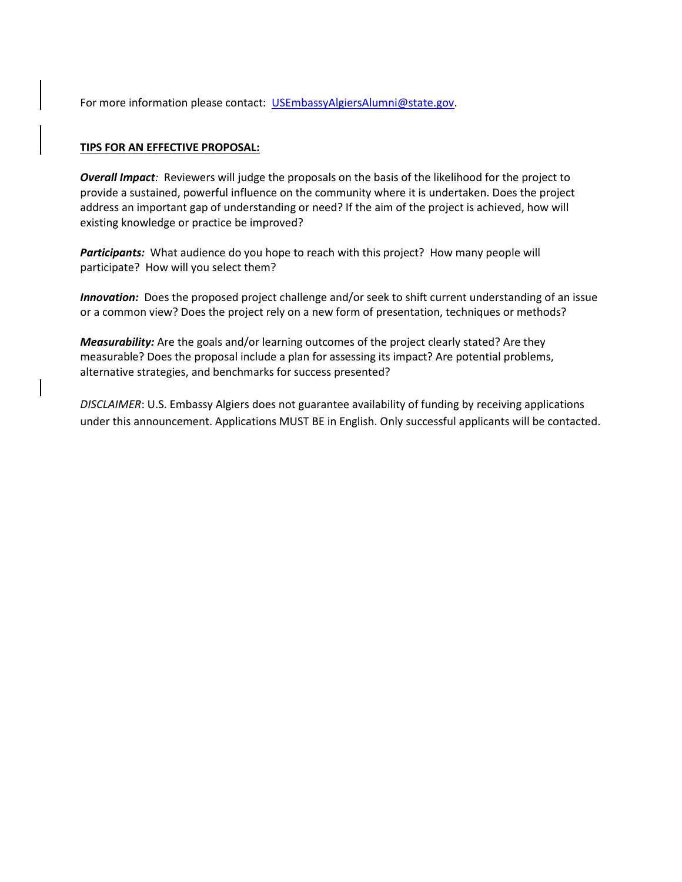For more information please contact: [USEmbassyAlgiersAlumni@state.gov](mailto:USEmbassyAlgiersAlumni@state.gov).

**TIPS FOR AN EFFECTIVE PROPOSAL:**

***Overall Impact**:* Reviewers will judge the proposals on the basis of the likelihood for the project to provide a sustained, powerful influence on the community where it is undertaken. Does the project address an important gap of understanding or need? If the aim of the project is achieved, how will existing knowledge or practice be improved?

***Participants:*** What audience do you hope to reach with this project? How many people will participate? How will you select them?

***Innovation:*** Does the proposed project challenge and/or seek to shift current understanding of an issue or a common view? Does the project rely on a new form of presentation, techniques or methods?

***Measurability:*** Are the goals and/or learning outcomes of the project clearly stated? Are they measurable? Does the proposal include a plan for assessing its impact? Are potential problems, alternative strategies, and benchmarks for success presented?

*DISCLAIMER*: U.S. Embassy Algiers does not guarantee availability of funding by receiving applications under this announcement. Applications MUST BE in English. Only successful applicants will be contacted.